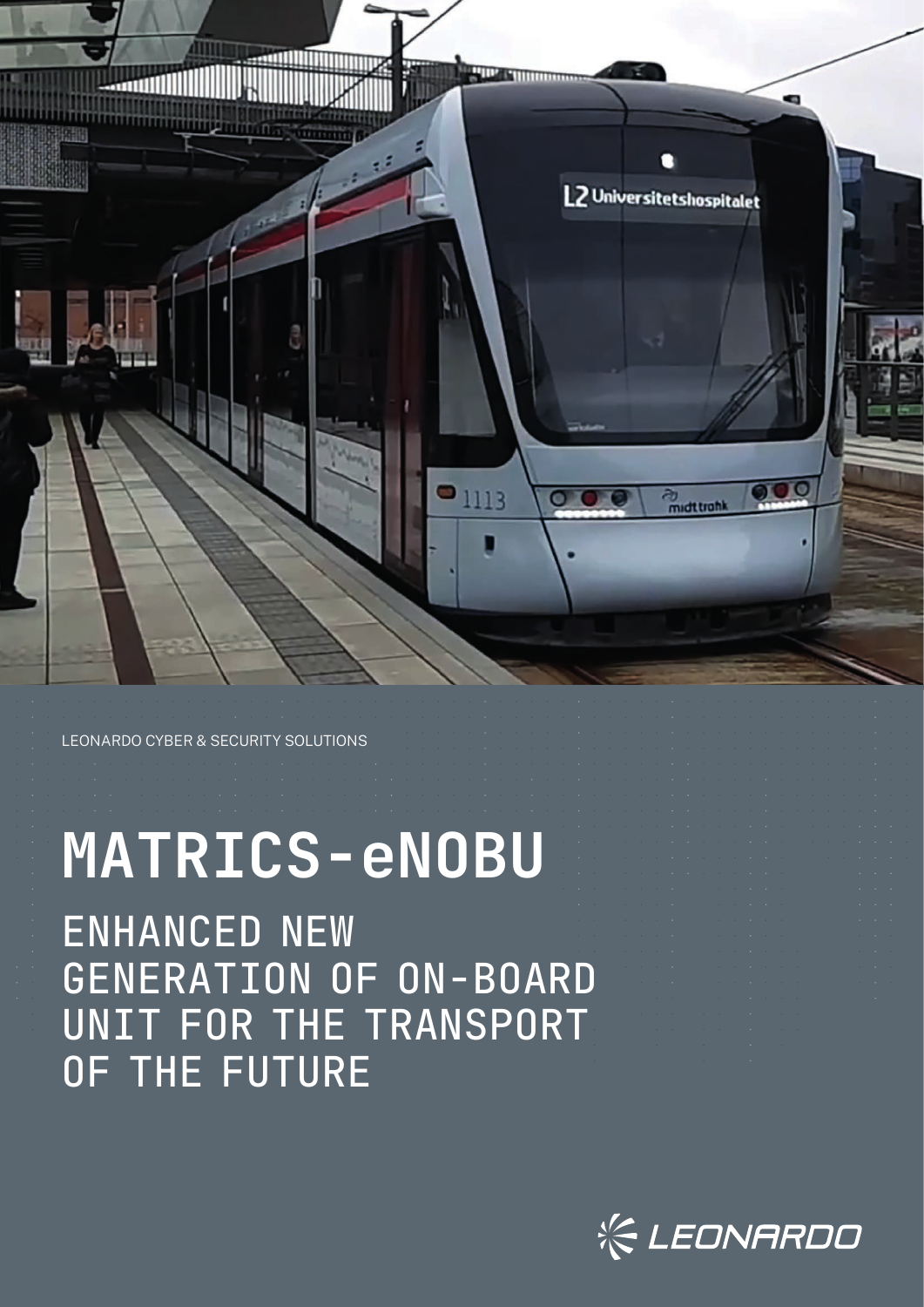LEONARDO CYBER & SECURITY SOLUTIONS

# MATRICS-eNOBU

## ENHANCED NEW GENERATION OF ON-BOARD UNIT FOR THE TRANSPORT OF THE FUTURE

LEONARDO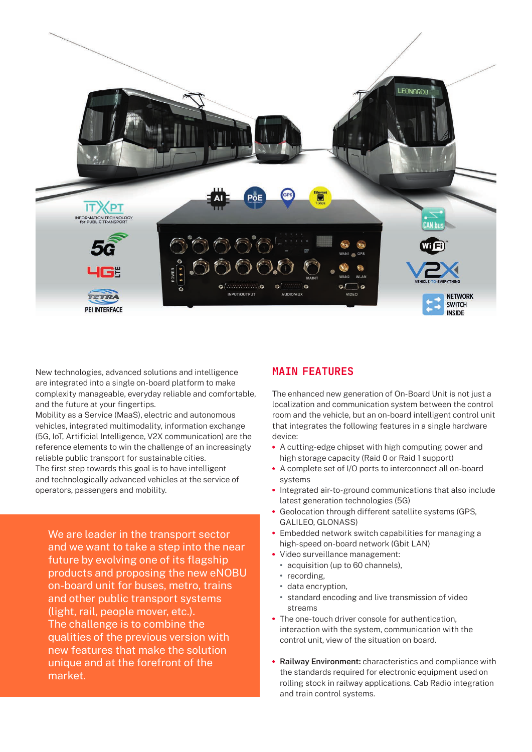New technologies, advanced solutions and intelligence are integrated into a single on-board platform to make complexity manageable, everyday reliable and comfortable, and the future at your fingertips.
Mobility as a Service (MaaS), electric and autonomous vehicles, integrated multimodality, information exchange (5G, IoT, Artificial Intelligence, V2X communication) are the reference elements to win the challenge of an increasingly reliable public transport for sustainable cities.
The first step towards this goal is to have intelligent and technologically advanced vehicles at the service of operators, passengers and mobility.

We are leader in the transport sector and we want to take a step into the near future by evolving one of its flagship products and proposing the new eNOBU on-board unit for buses, metro, trains and other public transport systems (light, rail, people mover, etc.).
The challenge is to combine the qualities of the previous version with new features that make the solution unique and at the forefront of the market.

## MAIN FEATURES

The enhanced new generation of On-Board Unit is not just a localization and communication system between the control room and the vehicle, but an on-board intelligent control unit that integrates the following features in a single hardware device:

- A cutting-edge chipset with high computing power and high storage capacity (Raid 0 or Raid 1 support)
- A complete set of I/O ports to interconnect all on-board systems
- Integrated air-to-ground communications that also include latest generation technologies (5G)
- Geolocation through different satellite systems (GPS, GALILEO, GLONASS)
- Embedded network switch capabilities for managing a high-speed on-board network (Gbit LAN)
- Video surveillance management:
  - acquisition (up to 60 channels),
  - recording,
  - data encryption,
  - standard encoding and live transmission of video streams
- The one-touch driver console for authentication, interaction with the system, communication with the control unit, view of the situation on board.

- **Railway Environment:** characteristics and compliance with the standards required for electronic equipment used on rolling stock in railway applications. Cab Radio integration and train control systems.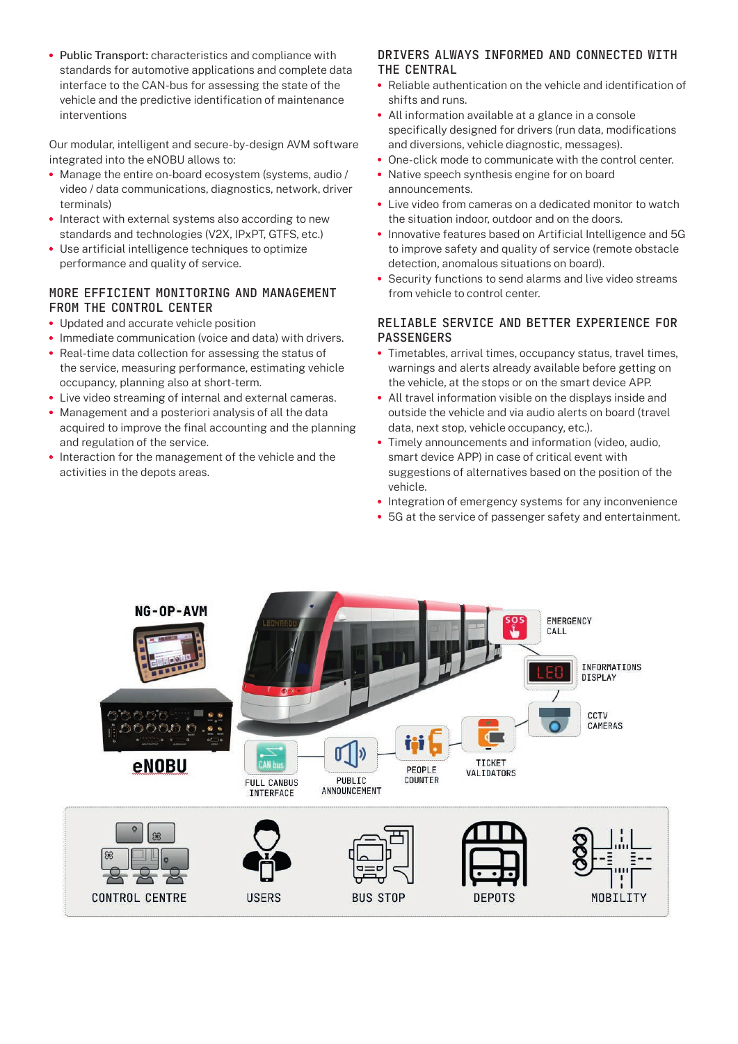- Public Transport: characteristics and compliance with standards for automotive applications and complete data interface to the CAN-bus for assessing the state of the vehicle and the predictive identification of maintenance interventions

Our modular, intelligent and secure-by-design AVM software integrated into the eNOBU allows to:

- Manage the entire on-board ecosystem (systems, audio / video / data communications, diagnostics, network, driver terminals)
- Interact with external systems also according to new standards and technologies (V2X, IPxPT, GTFS, etc.)
- Use artificial intelligence techniques to optimize performance and quality of service.

## MORE EFFICIENT MONITORING AND MANAGEMENT FROM THE CONTROL CENTER

- Updated and accurate vehicle position
- Immediate communication (voice and data) with drivers.
- Real-time data collection for assessing the status of the service, measuring performance, estimating vehicle occupancy, planning also at short-term.
- Live video streaming of internal and external cameras.
- Management and a posteriori analysis of all the data acquired to improve the final accounting and the planning and regulation of the service.
- Interaction for the management of the vehicle and the activities in the depots areas.

## DRIVERS ALWAYS INFORMED AND CONNECTED WITH THE CENTRAL

- Reliable authentication on the vehicle and identification of shifts and runs.
- All information available at a glance in a console specifically designed for drivers (run data, modifications and diversions, vehicle diagnostic, messages).
- One-click mode to communicate with the control center.
- Native speech synthesis engine for on board announcements.
- Live video from cameras on a dedicated monitor to watch the situation indoor, outdoor and on the doors.
- Innovative features based on Artificial Intelligence and 5G to improve safety and quality of service (remote obstacle detection, anomalous situations on board).
- Security functions to send alarms and live video streams from vehicle to control center.

## RELIABLE SERVICE AND BETTER EXPERIENCE FOR PASSENGERS

- Timetables, arrival times, occupancy status, travel times, warnings and alerts already available before getting on the vehicle, at the stops or on the smart device APP.
- All travel information visible on the displays inside and outside the vehicle and via audio alerts on board (travel data, next stop, vehicle occupancy, etc.).
- Timely announcements and information (video, audio, smart device APP) in case of critical event with suggestions of alternatives based on the position of the vehicle.
- Integration of emergency systems for any inconvenience
- 5G at the service of passenger safety and entertainment.

NG-OP-AVM

eNOBU

FULL CANBUS INTERFACE · PUBLIC ANNOUNCEMENT · PEOPLE COUNTER · TICKET VALIDATORS · CCTV CAMERAS · INFORMATIONS DISPLAY · EMERGENCY CALL

CONTROL CENTRE · USERS · BUS STOP · DEPOTS · MOBILITY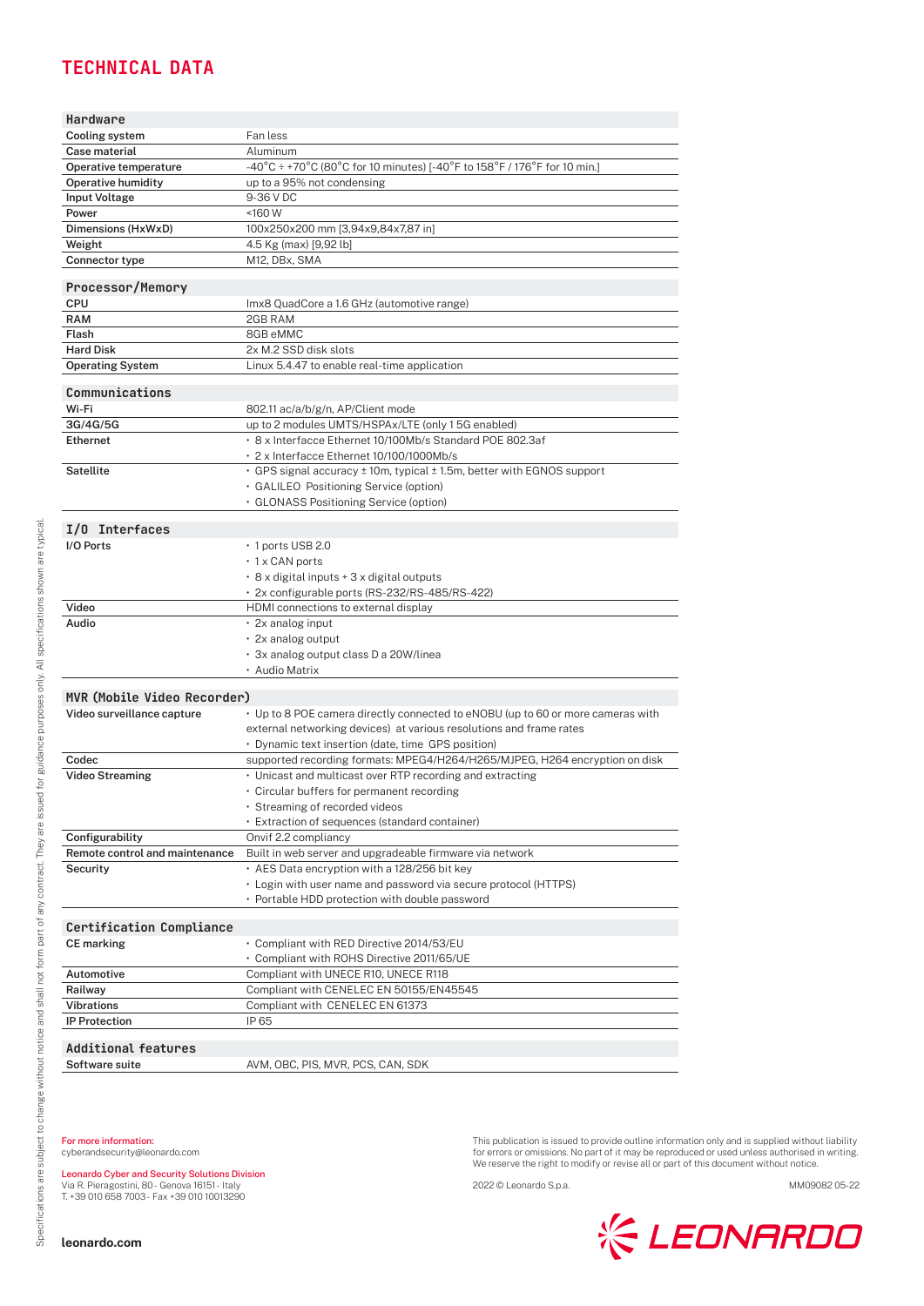# TECHNICAL DATA

| Hardware | |
|---|---|
| Cooling system | Fan less |
| Case material | Aluminum |
| Operative temperature | -40°C ÷ +70°C (80°C for 10 minutes) [-40°F to 158°F / 176°F for 10 min.] |
| Operative humidity | up to a 95% not condensing |
| Input Voltage | 9-36 V DC |
| Power | <160 W |
| Dimensions (HxWxD) | 100x250x200 mm [3,94x9,84x7,87 in] |
| Weight | 4.5 Kg (max) [9,92 lb] |
| Connector type | M12, DBx, SMA |

| Processor/Memory | |
|---|---|
| CPU | Imx8 QuadCore a 1.6 GHz (automotive range) |
| RAM | 2GB RAM |
| Flash | 8GB eMMC |
| Hard Disk | 2x M.2 SSD disk slots |
| Operating System | Linux 5.4.47 to enable real-time application |

| Communications | |
|---|---|
| Wi-Fi | 802.11 ac/a/b/g/n, AP/Client mode |
| 3G/4G/5G | up to 2 modules UMTS/HSPAx/LTE (only 1 5G enabled) |
| Ethernet | • 8 x Interface Ethernet 10/100Mb/s Standard POE 802.3af<br>• 2 x Interface Ethernet 10/100/1000Mb/s |
| Satellite | • GPS signal accuracy ± 10m, typical ± 1.5m, better with EGNOS support<br>• GALILEO Positioning Service (option)<br>• GLONASS Positioning Service (option) |

| I/O Interfaces | |
|---|---|
| I/O Ports | • 1 ports USB 2.0<br>• 1 x CAN ports<br>• 8 x digital inputs + 3 x digital outputs<br>• 2x configurable ports (RS-232/RS-485/RS-422) |
| Video | HDMI connections to external display |
| Audio | • 2x analog input<br>• 2x analog output<br>• 3x analog output class D a 20W/linea<br>• Audio Matrix |

| MVR (Mobile Video Recorder) | |
|---|---|
| Video surveillance capture | • Up to 8 POE camera directly connected to eNOBU (up to 60 or more cameras with external networking devices) at various resolutions and frame rates<br>• Dynamic text insertion (date, time GPS position) |
| Codec | supported recording formats: MPEG4/H264/H265/MJPEG, H264 encryption on disk |
| Video Streaming | • Unicast and multicast over RTP recording and extracting<br>• Circular buffers for permanent recording<br>• Streaming of recorded videos<br>• Extraction of sequences (standard container) |
| Configurability | Onvif 2.2 compliancy |
| Remote control and maintenance | Built in web server and upgradeable firmware via network |
| Security | • AES Data encryption with a 128/256 bit key<br>• Login with user name and password via secure protocol (HTTPS)<br>• Portable HDD protection with double password |

| Certification Compliance | |
|---|---|
| CE marking | • Compliant with RED Directive 2014/53/EU<br>• Compliant with ROHS Directive 2011/65/UE |
| Automotive | Compliant with UNECE R10, UNECE R118 |
| Railway | Compliant with CENELEC EN 50155/EN45545 |
| Vibrations | Compliant with CENELEC EN 61373 |
| IP Protection | IP 65 |

| Additional features | |
|---|---|
| Software suite | AVM, OBC, PIS, MVR, PCS, CAN, SDK |

For more information:
cyberandsecurity@leonardo.com

Leonardo Cyber and Security Solutions Division
Via R. Pieragostini, 80 - Genova 16151 - Italy
T. +39 010 658 7003 - Fax +39 010 10013290

leonardo.com

This publication is issued to provide outline information only and is supplied without liability for errors or omissions. No part of it may be reproduced or used unless authorised in writing. We reserve the right to modify or revise all or part of this document without notice.

2022 © Leonardo S.p.a.

MM09082 05-22

Specifications are subject to change without notice and shall not form part of any contract. They are issued for guidance purposes only. All specifications shown are typical.

LEONARDO